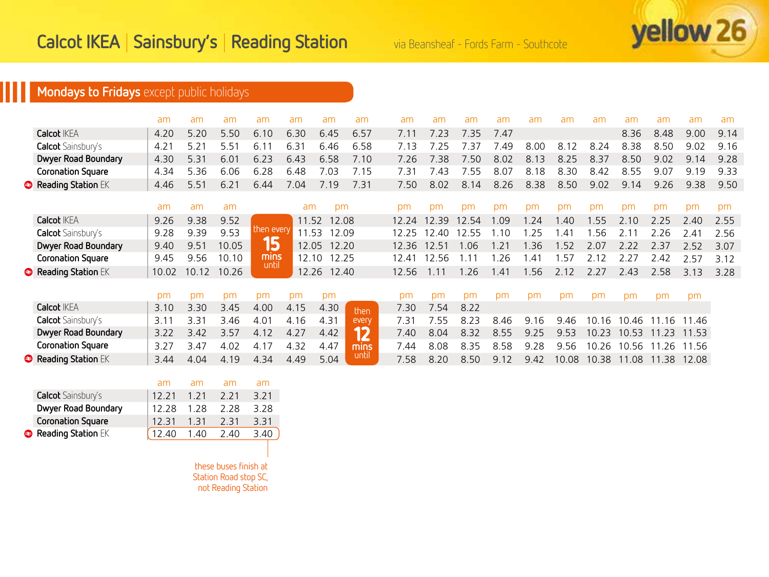# Calcot IKEA | Sainsbury's | Reading Station

via Beansheaf - Fords Farm - Southcote

yellow 26

## Mondays to Fridays except public holidays

| | am | am | am | am | am | am | am | am | am | am | am | am | am | am | am | am | am | am |
|---|---|---|---|---|---|---|---|---|---|---|---|---|---|---|---|---|---|---|
| Calcot IKEA | 4.20 | 5.20 | 5.50 | 6.10 | 6.30 | 6.45 | 6.57 | 7.11 | 7.23 | 7.35 | 7.47 | | | | 8.36 | 8.48 | 9.00 | 9.14 |
| Calcot Sainsbury's | 4.21 | 5.21 | 5.51 | 6.11 | 6.31 | 6.46 | 6.58 | 7.13 | 7.25 | 7.37 | 7.49 | 8.00 | 8.12 | 8.24 | 8.38 | 8.50 | 9.02 | 9.16 |
| Dwyer Road Boundary | 4.30 | 5.31 | 6.01 | 6.23 | 6.43 | 6.58 | 7.10 | 7.26 | 7.38 | 7.50 | 8.02 | 8.13 | 8.25 | 8.37 | 8.50 | 9.02 | 9.14 | 9.28 |
| Coronation Square | 4.34 | 5.36 | 6.06 | 6.28 | 6.48 | 7.03 | 7.15 | 7.31 | 7.43 | 7.55 | 8.07 | 8.18 | 8.30 | 8.42 | 8.55 | 9.07 | 9.19 | 9.33 |
| Reading Station EK | 4.46 | 5.51 | 6.21 | 6.44 | 7.04 | 7.19 | 7.31 | 7.50 | 8.02 | 8.14 | 8.26 | 8.38 | 8.50 | 9.02 | 9.14 | 9.26 | 9.38 | 9.50 |

| | am | am | am | | am | pm | pm | pm | pm | pm | pm | pm | pm | pm | pm | pm | pm |
|---|---|---|---|---|---|---|---|---|---|---|---|---|---|---|---|---|---|
| Calcot IKEA | 9.26 | 9.38 | 9.52 | then every 15 mins until | 11.52 | 12.08 | 12.24 | 12.39 | 12.54 | 1.09 | 1.24 | 1.40 | 1.55 | 2.10 | 2.25 | 2.40 | 2.55 |
| Calcot Sainsbury's | 9.28 | 9.39 | 9.53 | | 11.53 | 12.09 | 12.25 | 12.40 | 12.55 | 1.10 | 1.25 | 1.41 | 1.56 | 2.11 | 2.26 | 2.41 | 2.56 |
| Dwyer Road Boundary | 9.40 | 9.51 | 10.05 | | 12.05 | 12.20 | 12.36 | 12.51 | 1.06 | 1.21 | 1.36 | 1.52 | 2.07 | 2.22 | 2.37 | 2.52 | 3.07 |
| Coronation Square | 9.45 | 9.56 | 10.10 | | 12.10 | 12.25 | 12.41 | 12.56 | 1.11 | 1.26 | 1.41 | 1.57 | 2.12 | 2.27 | 2.42 | 2.57 | 3.12 |
| Reading Station EK | 10.02 | 10.12 | 10.26 | | 12.26 | 12.40 | 12.56 | 1.11 | 1.26 | 1.41 | 1.56 | 2.12 | 2.27 | 2.43 | 2.58 | 3.13 | 3.28 |

| | pm | pm | pm | pm | pm | pm | | pm | pm | pm | pm | pm | pm | pm | pm | pm | pm |
|---|---|---|---|---|---|---|---|---|---|---|---|---|---|---|---|---|---|
| Calcot IKEA | 3.10 | 3.30 | 3.45 | 4.00 | 4.15 | 4.30 | then every 12 mins until | 7.30 | 7.54 | 8.22 | | | | | | | |
| Calcot Sainsbury's | 3.11 | 3.31 | 3.46 | 4.01 | 4.16 | 4.31 | | 7.31 | 7.55 | 8.23 | 8.46 | 9.16 | 9.46 | 10.16 | 10.46 | 11.16 | 11.46 |
| Dwyer Road Boundary | 3.22 | 3.42 | 3.57 | 4.12 | 4.27 | 4.42 | | 7.40 | 8.04 | 8.32 | 8.55 | 9.25 | 9.53 | 10.23 | 10.53 | 11.23 | 11.53 |
| Coronation Square | 3.27 | 3.47 | 4.02 | 4.17 | 4.32 | 4.47 | | 7.44 | 8.08 | 8.35 | 8.58 | 9.28 | 9.56 | 10.26 | 10.56 | 11.26 | 11.56 |
| Reading Station EK | 3.44 | 4.04 | 4.19 | 4.34 | 4.49 | 5.04 | | 7.58 | 8.20 | 8.50 | 9.12 | 9.42 | 10.08 | 10.38 | 11.08 | 11.38 | 12.08 |

| | am | am | am | am |
|---|---|---|---|---|
| Calcot Sainsbury's | 12.21 | 1.21 | 2.21 | 3.21 |
| Dwyer Road Boundary | 12.28 | 1.28 | 2.28 | 3.28 |
| Coronation Square | 12.31 | 1.31 | 2.31 | 3.31 |
| Reading Station EK | 12.40 | 1.40 | 2.40 | 3.40 |

these buses finish at Station Road stop SC, not Reading Station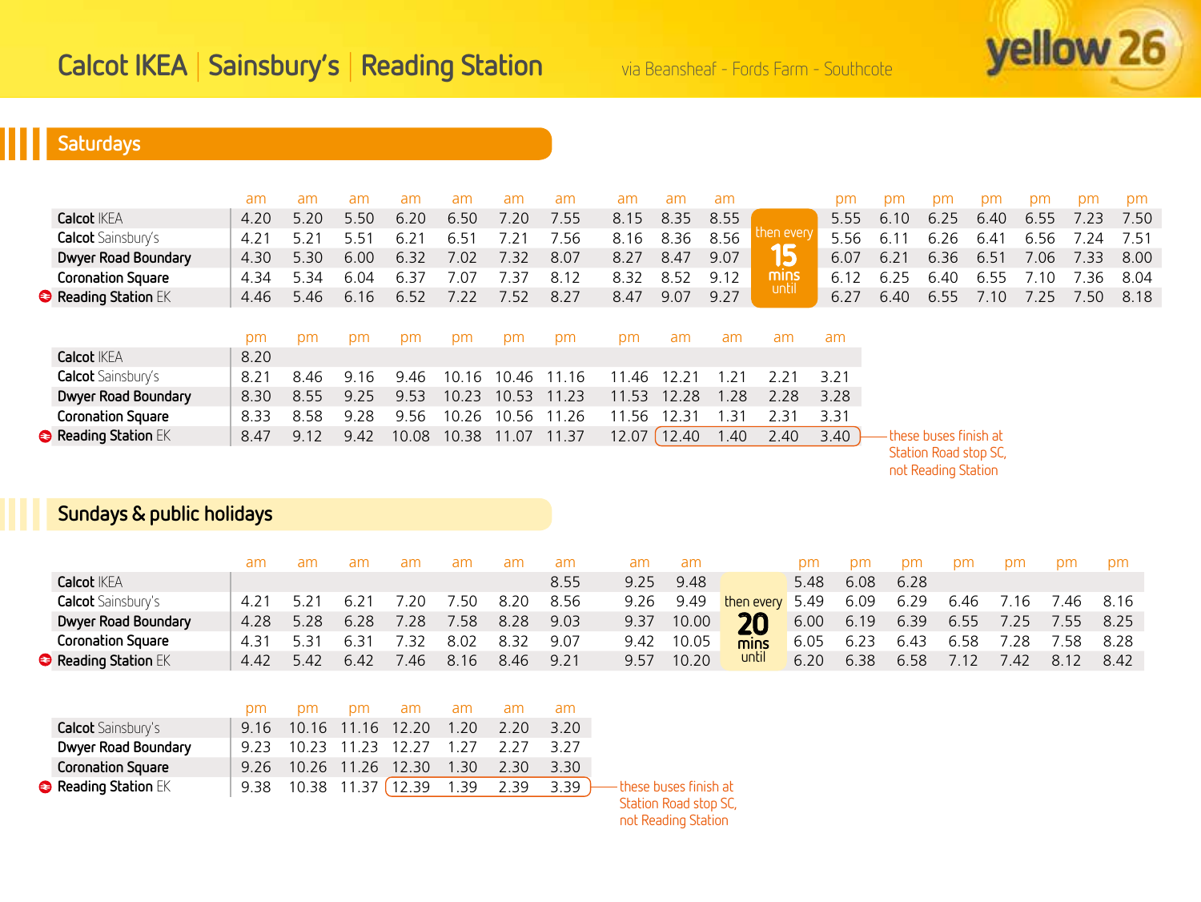# Calcot IKEA | Sainsbury's | Reading Station

via Beansheaf - Fords Farm - Southcote

yellow 26

## Saturdays

| | am | am | am | am | am | am | am | am | am | am | | pm | pm | pm | pm | pm | pm | pm |
|---|---|---|---|---|---|---|---|---|---|---|---|---|---|---|---|---|---|---|
| Calcot IKEA | 4.20 | 5.20 | 5.50 | 6.20 | 6.50 | 7.20 | 7.55 | 8.15 | 8.35 | 8.55 | then every 15 mins until | 5.55 | 6.10 | 6.25 | 6.40 | 6.55 | 7.23 | 7.50 |
| Calcot Sainsbury's | 4.21 | 5.21 | 5.51 | 6.21 | 6.51 | 7.21 | 7.56 | 8.16 | 8.36 | 8.56 | | 5.56 | 6.11 | 6.26 | 6.41 | 6.56 | 7.24 | 7.51 |
| Dwyer Road Boundary | 4.30 | 5.30 | 6.00 | 6.32 | 7.02 | 7.32 | 8.07 | 8.27 | 8.47 | 9.07 | | 6.07 | 6.21 | 6.36 | 6.51 | 7.06 | 7.33 | 8.00 |
| Coronation Square | 4.34 | 5.34 | 6.04 | 6.37 | 7.07 | 7.37 | 8.12 | 8.32 | 8.52 | 9.12 | | 6.12 | 6.25 | 6.40 | 6.55 | 7.10 | 7.36 | 8.04 |
| Reading Station EK | 4.46 | 5.46 | 6.16 | 6.52 | 7.22 | 7.52 | 8.27 | 8.47 | 9.07 | 9.27 | | 6.27 | 6.40 | 6.55 | 7.10 | 7.25 | 7.50 | 8.18 |

| | pm | pm | pm | pm | pm | pm | pm | pm | am | am | am | am |
|---|---|---|---|---|---|---|---|---|---|---|---|---|
| Calcot IKEA | 8.20 | | | | | | | | | | | |
| Calcot Sainsbury's | 8.21 | 8.46 | 9.16 | 9.46 | 10.16 | 10.46 | 11.16 | 11.46 | 12.21 | 1.21 | 2.21 | 3.21 |
| Dwyer Road Boundary | 8.30 | 8.55 | 9.25 | 9.53 | 10.23 | 10.53 | 11.23 | 11.53 | 12.28 | 1.28 | 2.28 | 3.28 |
| Coronation Square | 8.33 | 8.58 | 9.28 | 9.56 | 10.26 | 10.56 | 11.26 | 11.56 | 12.31 | 1.31 | 2.31 | 3.31 |
| Reading Station EK | 8.47 | 9.12 | 9.42 | 10.08 | 10.38 | 11.07 | 11.37 | 12.07 | 12.40 | 1.40 | 2.40 | 3.40 |

12.40, 1.40, 2.40, 3.40: these buses finish at Station Road stop SC, not Reading Station

## Sundays & public holidays

| | am | am | am | am | am | am | am | am | am | | pm | pm | pm | pm | pm | pm | pm |
|---|---|---|---|---|---|---|---|---|---|---|---|---|---|---|---|---|---|
| Calcot IKEA | | | | | | | 8.55 | 9.25 | 9.48 | then every 20 mins until | 5.48 | 6.08 | 6.28 | | | | |
| Calcot Sainsbury's | 4.21 | 5.21 | 6.21 | 7.20 | 7.50 | 8.20 | 8.56 | 9.26 | 9.49 | | 5.49 | 6.09 | 6.29 | 6.46 | 7.16 | 7.46 | 8.16 |
| Dwyer Road Boundary | 4.28 | 5.28 | 6.28 | 7.28 | 7.58 | 8.28 | 9.03 | 9.37 | 10.00 | | 6.00 | 6.19 | 6.39 | 6.55 | 7.25 | 7.55 | 8.25 |
| Coronation Square | 4.31 | 5.31 | 6.31 | 7.32 | 8.02 | 8.32 | 9.07 | 9.42 | 10.05 | | 6.05 | 6.23 | 6.43 | 6.58 | 7.28 | 7.58 | 8.28 |
| Reading Station EK | 4.42 | 5.42 | 6.42 | 7.46 | 8.16 | 8.46 | 9.21 | 9.57 | 10.20 | | 6.20 | 6.38 | 6.58 | 7.12 | 7.42 | 8.12 | 8.42 |

| | pm | pm | pm | am | am | am | am |
|---|---|---|---|---|---|---|---|
| Calcot Sainsbury's | 9.16 | 10.16 | 11.16 | 12.20 | 1.20 | 2.20 | 3.20 |
| Dwyer Road Boundary | 9.23 | 10.23 | 11.23 | 12.27 | 1.27 | 2.27 | 3.27 |
| Coronation Square | 9.26 | 10.26 | 11.26 | 12.30 | 1.30 | 2.30 | 3.30 |
| Reading Station EK | 9.38 | 10.38 | 11.37 | 12.39 | 1.39 | 2.39 | 3.39 |

12.39, 1.39, 2.39, 3.39: these buses finish at Station Road stop SC, not Reading Station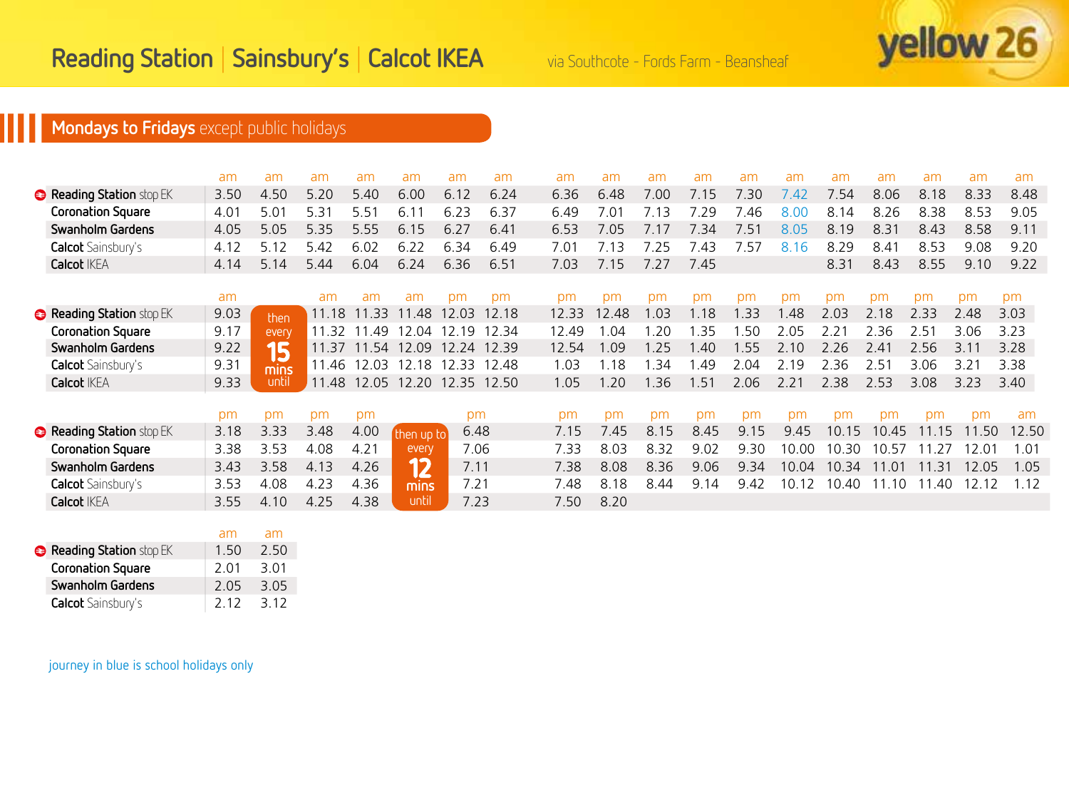# Reading Station | Sainsbury's | Calcot IKEA

via Southcote - Fords Farm - Beansheaf

yellow 26

## Mondays to Fridays except public holidays

| | am | am | am | am | am | am | am | am | am | am | am | am | am | am | am | am | am | am |
|---|---|---|---|---|---|---|---|---|---|---|---|---|---|---|---|---|---|---|
| Reading Station stop EK | 3.50 | 4.50 | 5.20 | 5.40 | 6.00 | 6.12 | 6.24 | 6.36 | 6.48 | 7.00 | 7.15 | 7.30 | 7.42 | 7.54 | 8.06 | 8.18 | 8.33 | 8.48 |
| Coronation Square | 4.01 | 5.01 | 5.31 | 5.51 | 6.11 | 6.23 | 6.37 | 6.49 | 7.01 | 7.13 | 7.29 | 7.46 | 8.00 | 8.14 | 8.26 | 8.38 | 8.53 | 9.05 |
| Swanholm Gardens | 4.05 | 5.05 | 5.35 | 5.55 | 6.15 | 6.27 | 6.41 | 6.53 | 7.05 | 7.17 | 7.34 | 7.51 | 8.05 | 8.19 | 8.31 | 8.43 | 8.58 | 9.11 |
| Calcot Sainsbury's | 4.12 | 5.12 | 5.42 | 6.02 | 6.22 | 6.34 | 6.49 | 7.01 | 7.13 | 7.25 | 7.43 | 7.57 | 8.16 | 8.29 | 8.41 | 8.53 | 9.08 | 9.20 |
| Calcot IKEA | 4.14 | 5.14 | 5.44 | 6.04 | 6.24 | 6.36 | 6.51 | 7.03 | 7.15 | 7.27 | 7.45 | | | 8.31 | 8.43 | 8.55 | 9.10 | 9.22 |

| | am | | am | am | am | pm | pm | pm | pm | pm | pm | pm | pm | pm | pm | pm | pm | pm |
|---|---|---|---|---|---|---|---|---|---|---|---|---|---|---|---|---|---|---|
| Reading Station stop EK | 9.03 | then every 15 mins until | 11.18 | 11.33 | 11.48 | 12.03 | 12.18 | 12.33 | 12.48 | 1.03 | 1.18 | 1.33 | 1.48 | 2.03 | 2.18 | 2.33 | 2.48 | 3.03 |
| Coronation Square | 9.17 | | 11.32 | 11.49 | 12.04 | 12.19 | 12.34 | 12.49 | 1.04 | 1.20 | 1.35 | 1.50 | 2.05 | 2.21 | 2.36 | 2.51 | 3.06 | 3.23 |
| Swanholm Gardens | 9.22 | | 11.37 | 11.54 | 12.09 | 12.24 | 12.39 | 12.54 | 1.09 | 1.25 | 1.40 | 1.55 | 2.10 | 2.26 | 2.41 | 2.56 | 3.11 | 3.28 |
| Calcot Sainsbury's | 9.31 | | 11.46 | 12.03 | 12.18 | 12.33 | 12.48 | 1.03 | 1.18 | 1.34 | 1.49 | 2.04 | 2.19 | 2.36 | 2.51 | 3.06 | 3.21 | 3.38 |
| Calcot IKEA | 9.33 | | 11.48 | 12.05 | 12.20 | 12.35 | 12.50 | 1.05 | 1.20 | 1.36 | 1.51 | 2.06 | 2.21 | 2.38 | 2.53 | 3.08 | 3.23 | 3.40 |

| | pm | pm | pm | pm | | pm | pm | pm | pm | pm | pm | pm | pm | pm | pm | pm | am |
|---|---|---|---|---|---|---|---|---|---|---|---|---|---|---|---|---|---|
| Reading Station stop EK | 3.18 | 3.33 | 3.48 | 4.00 | then up to every 12 mins until | 6.48 | 7.15 | 7.45 | 8.15 | 8.45 | 9.15 | 9.45 | 10.15 | 10.45 | 11.15 | 11.50 | 12.50 |
| Coronation Square | 3.38 | 3.53 | 4.08 | 4.21 | | 7.06 | 7.33 | 8.03 | 8.32 | 9.02 | 9.30 | 10.00 | 10.30 | 10.57 | 11.27 | 12.01 | 1.01 |
| Swanholm Gardens | 3.43 | 3.58 | 4.13 | 4.26 | | 7.11 | 7.38 | 8.08 | 8.36 | 9.06 | 9.34 | 10.04 | 10.34 | 11.01 | 11.31 | 12.05 | 1.05 |
| Calcot Sainsbury's | 3.53 | 4.08 | 4.23 | 4.36 | | 7.21 | 7.48 | 8.18 | 8.44 | 9.14 | 9.42 | 10.12 | 10.40 | 11.10 | 11.40 | 12.12 | 1.12 |
| Calcot IKEA | 3.55 | 4.10 | 4.25 | 4.38 | | 7.23 | 7.50 | 8.20 | | | | | | | | | |

| | am | am |
|---|---|---|
| Reading Station stop EK | 1.50 | 2.50 |
| Coronation Square | 2.01 | 3.01 |
| Swanholm Gardens | 2.05 | 3.05 |
| Calcot Sainsbury's | 2.12 | 3.12 |

journey in blue is school holidays only (7.42 am journey from Reading Station)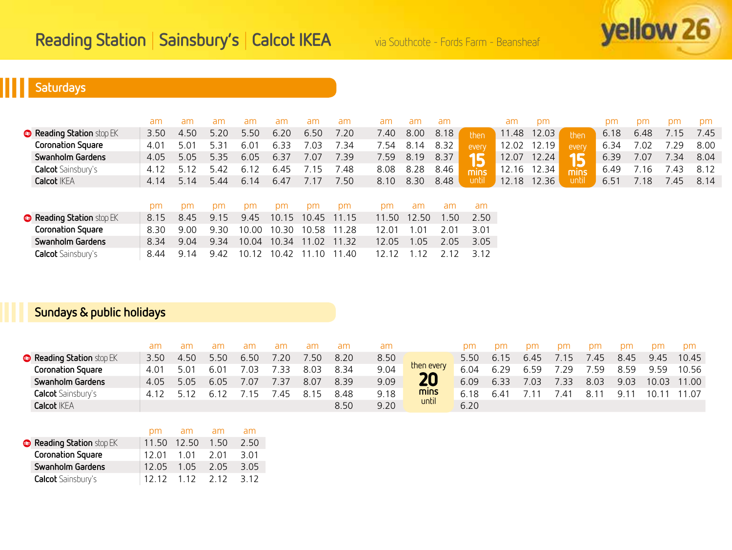# Reading Station | Sainsbury's | Calcot IKEA

via Southcote - Fords Farm - Beansheaf

yellow 26

## Saturdays

| | am | am | am | am | am | am | am | am | am | am | | am | pm | | pm | pm | pm | pm |
|---|---|---|---|---|---|---|---|---|---|---|---|---|---|---|---|---|---|---|
| **Reading Station** stop EK | 3.50 | 4.50 | 5.20 | 5.50 | 6.20 | 6.50 | 7.20 | 7.40 | 8.00 | 8.18 | then every 15 mins until | 11.48 | 12.03 | then every 15 mins until | 6.18 | 6.48 | 7.15 | 7.45 |
| **Coronation Square** | 4.01 | 5.01 | 5.31 | 6.01 | 6.33 | 7.03 | 7.34 | 7.54 | 8.14 | 8.32 | | 12.02 | 12.19 | | 6.34 | 7.02 | 7.29 | 8.00 |
| **Swanholm Gardens** | 4.05 | 5.05 | 5.35 | 6.05 | 6.37 | 7.07 | 7.39 | 7.59 | 8.19 | 8.37 | | 12.07 | 12.24 | | 6.39 | 7.07 | 7.34 | 8.04 |
| **Calcot** Sainsbury's | 4.12 | 5.12 | 5.42 | 6.12 | 6.45 | 7.15 | 7.48 | 8.08 | 8.28 | 8.46 | | 12.16 | 12.34 | | 6.49 | 7.16 | 7.43 | 8.12 |
| **Calcot** IKEA | 4.14 | 5.14 | 5.44 | 6.14 | 6.47 | 7.17 | 7.50 | 8.10 | 8.30 | 8.48 | | 12.18 | 12.36 | | 6.51 | 7.18 | 7.45 | 8.14 |

| | pm | pm | pm | pm | pm | pm | pm | pm | am | am | am |
|---|---|---|---|---|---|---|---|---|---|---|---|
| **Reading Station** stop EK | 8.15 | 8.45 | 9.15 | 9.45 | 10.15 | 10.45 | 11.15 | 11.50 | 12.50 | 1.50 | 2.50 |
| **Coronation Square** | 8.30 | 9.00 | 9.30 | 10.00 | 10.30 | 10.58 | 11.28 | 12.01 | 1.01 | 2.01 | 3.01 |
| **Swanholm Gardens** | 8.34 | 9.04 | 9.34 | 10.04 | 10.34 | 11.02 | 11.32 | 12.05 | 1.05 | 2.05 | 3.05 |
| **Calcot** Sainsbury's | 8.44 | 9.14 | 9.42 | 10.12 | 10.42 | 11.10 | 11.40 | 12.12 | 1.12 | 2.12 | 3.12 |

## Sundays & public holidays

| | am | am | am | am | am | am | am | am | | pm | pm | pm | pm | pm | pm | pm | pm |
|---|---|---|---|---|---|---|---|---|---|---|---|---|---|---|---|---|---|
| **Reading Station** stop EK | 3.50 | 4.50 | 5.50 | 6.50 | 7.20 | 7.50 | 8.20 | 8.50 | then every 20 mins until | 5.50 | 6.15 | 6.45 | 7.15 | 7.45 | 8.45 | 9.45 | 10.45 |
| **Coronation Square** | 4.01 | 5.01 | 6.01 | 7.03 | 7.33 | 8.03 | 8.34 | 9.04 | | 6.04 | 6.29 | 6.59 | 7.29 | 7.59 | 8.59 | 9.59 | 10.56 |
| **Swanholm Gardens** | 4.05 | 5.05 | 6.05 | 7.07 | 7.37 | 8.07 | 8.39 | 9.09 | | 6.09 | 6.33 | 7.03 | 7.33 | 8.03 | 9.03 | 10.03 | 11.00 |
| **Calcot** Sainsbury's | 4.12 | 5.12 | 6.12 | 7.15 | 7.45 | 8.15 | 8.48 | 9.18 | | 6.18 | 6.41 | 7.11 | 7.41 | 8.11 | 9.11 | 10.11 | 11.07 |
| **Calcot** IKEA | | | | | | | 8.50 | 9.20 | | 6.20 | | | | | | | |

| | pm | am | am | am |
|---|---|---|---|---|
| **Reading Station** stop EK | 11.50 | 12.50 | 1.50 | 2.50 |
| **Coronation Square** | 12.01 | 1.01 | 2.01 | 3.01 |
| **Swanholm Gardens** | 12.05 | 1.05 | 2.05 | 3.05 |
| **Calcot** Sainsbury's | 12.12 | 1.12 | 2.12 | 3.12 |